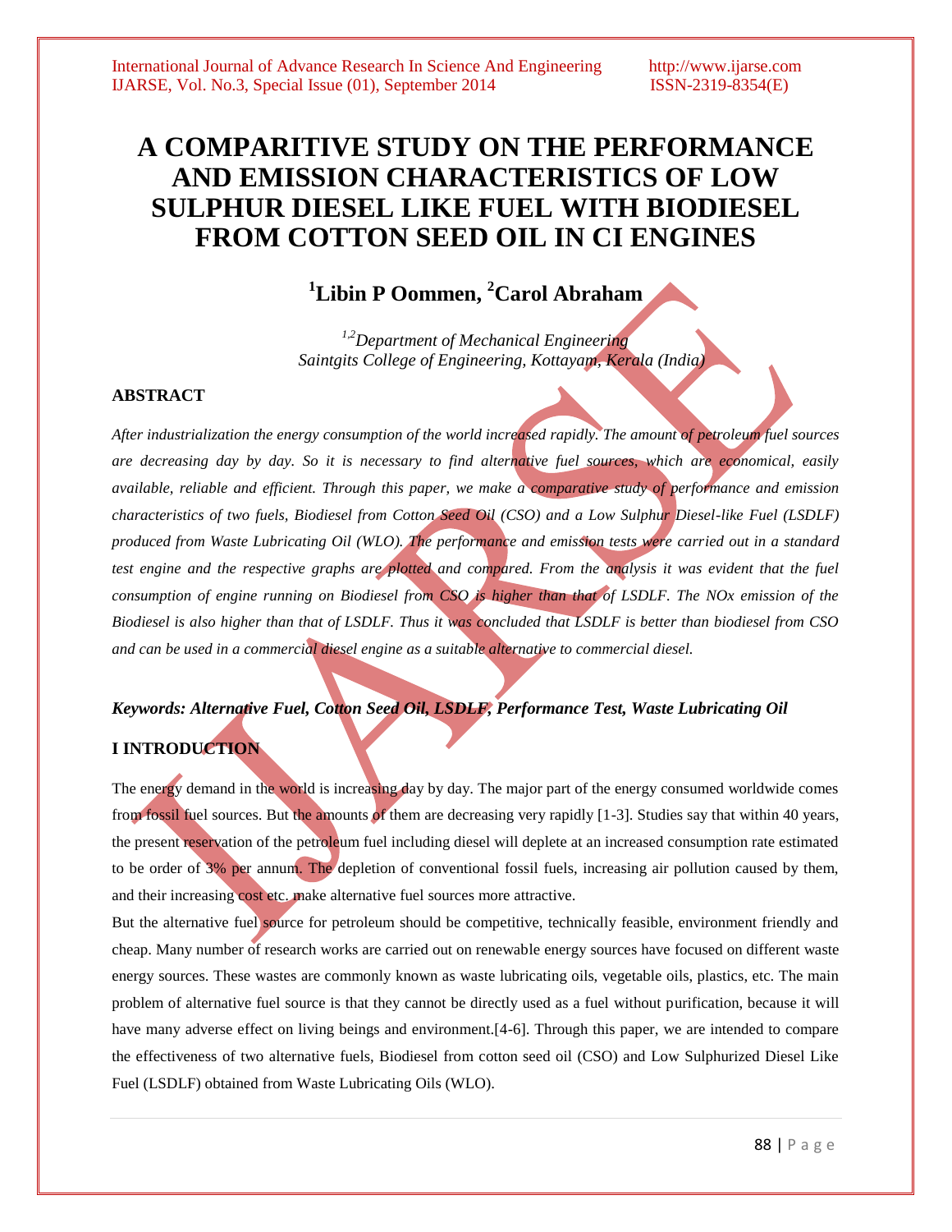# A COMPARITIVE STUDY ON THE PERFORMANCE AND EMISSION CHARACTERISTICS OF LOW SULPHUR DIESEL LIKE FUEL WITH BIODIESEL FROM COTTON SEED OIL IN CI ENGINES

## [1]Libin P Oommen, [2]Carol Abraham

*[1,2]Department of Mechanical Engineering*
*Saintgits College of Engineering, Kottayam, Kerala (India)*

### ABSTRACT

*After industrialization the energy consumption of the world increased rapidly. The amount of petroleum fuel sources are decreasing day by day. So it is necessary to find alternative fuel sources, which are economical, easily available, reliable and efficient. Through this paper, we make a comparative study of performance and emission characteristics of two fuels, Biodiesel from Cotton Seed Oil (CSO) and a Low Sulphur Diesel-like Fuel (LSDLF) produced from Waste Lubricating Oil (WLO). The performance and emission tests were carried out in a standard test engine and the respective graphs are plotted and compared. From the analysis it was evident that the fuel consumption of engine running on Biodiesel from CSO is higher than that of LSDLF. The NOx emission of the Biodiesel is also higher than that of LSDLF. Thus it was concluded that LSDLF is better than biodiesel from CSO and can be used in a commercial diesel engine as a suitable alternative to commercial diesel.*

***Keywords: Alternative Fuel, Cotton Seed Oil, LSDLF, Performance Test, Waste Lubricating Oil***

### I INTRODUCTION

The energy demand in the world is increasing day by day. The major part of the energy consumed worldwide comes from fossil fuel sources. But the amounts of them are decreasing very rapidly [1-3]. Studies say that within 40 years, the present reservation of the petroleum fuel including diesel will deplete at an increased consumption rate estimated to be order of 3% per annum. The depletion of conventional fossil fuels, increasing air pollution caused by them, and their increasing cost etc. make alternative fuel sources more attractive.

But the alternative fuel source for petroleum should be competitive, technically feasible, environment friendly and cheap. Many number of research works are carried out on renewable energy sources have focused on different waste energy sources. These wastes are commonly known as waste lubricating oils, vegetable oils, plastics, etc. The main problem of alternative fuel source is that they cannot be directly used as a fuel without purification, because it will have many adverse effect on living beings and environment.[4-6]. Through this paper, we are intended to compare the effectiveness of two alternative fuels, Biodiesel from cotton seed oil (CSO) and Low Sulphurized Diesel Like Fuel (LSDLF) obtained from Waste Lubricating Oils (WLO).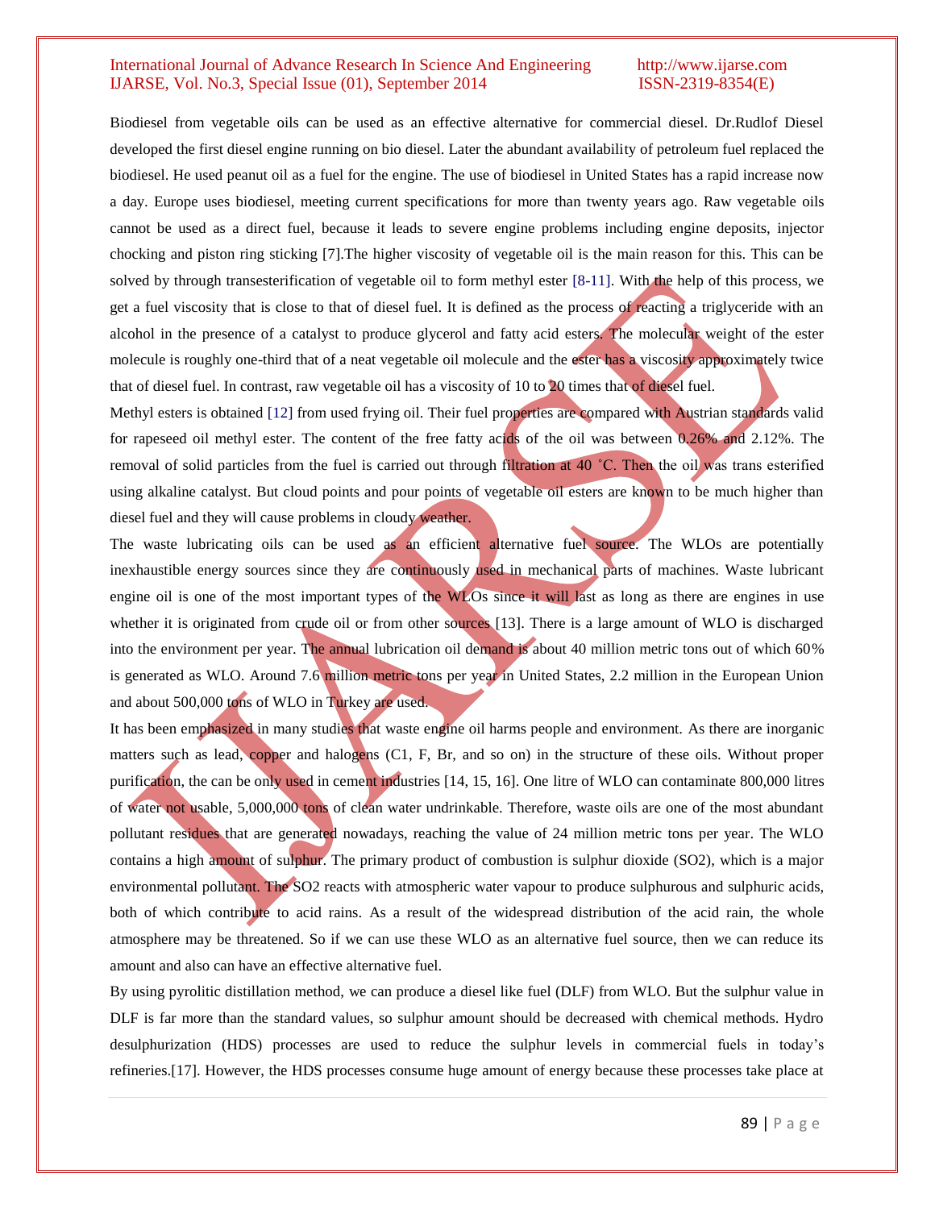Biodiesel from vegetable oils can be used as an effective alternative for commercial diesel. Dr.Rudlof Diesel developed the first diesel engine running on bio diesel. Later the abundant availability of petroleum fuel replaced the biodiesel. He used peanut oil as a fuel for the engine. The use of biodiesel in United States has a rapid increase now a day. Europe uses biodiesel, meeting current specifications for more than twenty years ago. Raw vegetable oils cannot be used as a direct fuel, because it leads to severe engine problems including engine deposits, injector chocking and piston ring sticking [7].The higher viscosity of vegetable oil is the main reason for this. This can be solved by through transesterification of vegetable oil to form methyl ester [8-11]. With the help of this process, we get a fuel viscosity that is close to that of diesel fuel. It is defined as the process of reacting a triglyceride with an alcohol in the presence of a catalyst to produce glycerol and fatty acid esters. The molecular weight of the ester molecule is roughly one-third that of a neat vegetable oil molecule and the ester has a viscosity approximately twice that of diesel fuel. In contrast, raw vegetable oil has a viscosity of 10 to 20 times that of diesel fuel.

Methyl esters is obtained [12] from used frying oil. Their fuel properties are compared with Austrian standards valid for rapeseed oil methyl ester. The content of the free fatty acids of the oil was between 0.26% and 2.12%. The removal of solid particles from the fuel is carried out through filtration at 40 ˚C. Then the oil was trans esterified using alkaline catalyst. But cloud points and pour points of vegetable oil esters are known to be much higher than diesel fuel and they will cause problems in cloudy weather.

The waste lubricating oils can be used as an efficient alternative fuel source. The WLOs are potentially inexhaustible energy sources since they are continuously used in mechanical parts of machines. Waste lubricant engine oil is one of the most important types of the WLOs since it will last as long as there are engines in use whether it is originated from crude oil or from other sources [13]. There is a large amount of WLO is discharged into the environment per year. The annual lubrication oil demand is about 40 million metric tons out of which 60% is generated as WLO. Around 7.6 million metric tons per year in United States, 2.2 million in the European Union and about 500,000 tons of WLO in Turkey are used.

It has been emphasized in many studies that waste engine oil harms people and environment. As there are inorganic matters such as lead, copper and halogens (C1, F, Br, and so on) in the structure of these oils. Without proper purification, the can be only used in cement industries [14, 15, 16]. One litre of WLO can contaminate 800,000 litres of water not usable, 5,000,000 tons of clean water undrinkable. Therefore, waste oils are one of the most abundant pollutant residues that are generated nowadays, reaching the value of 24 million metric tons per year. The WLO contains a high amount of sulphur. The primary product of combustion is sulphur dioxide ($SO_2$), which is a major environmental pollutant. The $SO_2$ reacts with atmospheric water vapour to produce sulphurous and sulphuric acids, both of which contribute to acid rains. As a result of the widespread distribution of the acid rain, the whole atmosphere may be threatened. So if we can use these WLO as an alternative fuel source, then we can reduce its amount and also can have an effective alternative fuel.

By using pyrolitic distillation method, we can produce a diesel like fuel (DLF) from WLO. But the sulphur value in DLF is far more than the standard values, so sulphur amount should be decreased with chemical methods. Hydro desulphurization (HDS) processes are used to reduce the sulphur levels in commercial fuels in today's refineries.[17]. However, the HDS processes consume huge amount of energy because these processes take place at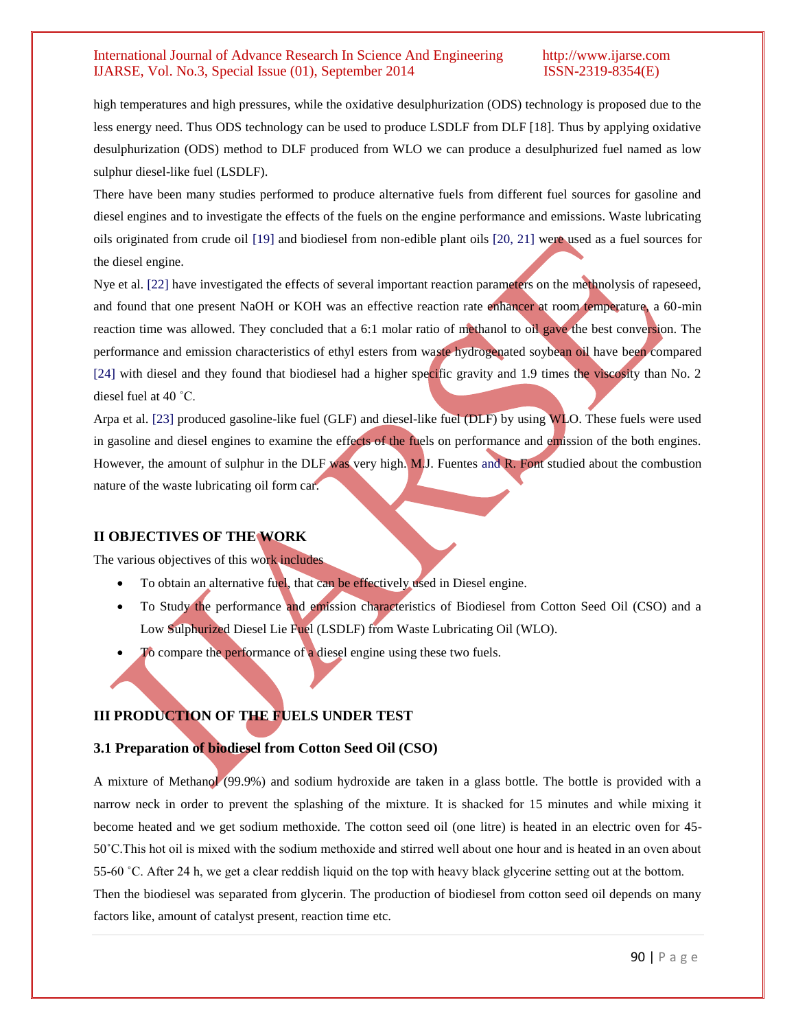high temperatures and high pressures, while the oxidative desulphurization (ODS) technology is proposed due to the less energy need. Thus ODS technology can be used to produce LSDLF from DLF [18]. Thus by applying oxidative desulphurization (ODS) method to DLF produced from WLO we can produce a desulphurized fuel named as low sulphur diesel-like fuel (LSDLF).

There have been many studies performed to produce alternative fuels from different fuel sources for gasoline and diesel engines and to investigate the effects of the fuels on the engine performance and emissions. Waste lubricating oils originated from crude oil [19] and biodiesel from non-edible plant oils [20, 21] were used as a fuel sources for the diesel engine.

Nye et al. [22] have investigated the effects of several important reaction parameters on the methnolysis of rapeseed, and found that one present NaOH or KOH was an effective reaction rate enhancer at room temperature, a 60-min reaction time was allowed. They concluded that a 6:1 molar ratio of methanol to oil gave the best conversion. The performance and emission characteristics of ethyl esters from waste hydrogenated soybean oil have been compared [24] with diesel and they found that biodiesel had a higher specific gravity and 1.9 times the viscosity than No. 2 diesel fuel at 40 ˚C.

Arpa et al. [23] produced gasoline-like fuel (GLF) and diesel-like fuel (DLF) by using WLO. These fuels were used in gasoline and diesel engines to examine the effects of the fuels on performance and emission of the both engines. However, the amount of sulphur in the DLF was very high. M.J. Fuentes and R. Font studied about the combustion nature of the waste lubricating oil form car.

## II OBJECTIVES OF THE WORK

The various objectives of this work includes

- To obtain an alternative fuel, that can be effectively used in Diesel engine.
- To Study the performance and emission characteristics of Biodiesel from Cotton Seed Oil (CSO) and a Low Sulphurized Diesel Lie Fuel (LSDLF) from Waste Lubricating Oil (WLO).
- To compare the performance of a diesel engine using these two fuels.

## III PRODUCTION OF THE FUELS UNDER TEST

### 3.1 Preparation of biodiesel from Cotton Seed Oil (CSO)

A mixture of Methanol (99.9%) and sodium hydroxide are taken in a glass bottle. The bottle is provided with a narrow neck in order to prevent the splashing of the mixture. It is shacked for 15 minutes and while mixing it become heated and we get sodium methoxide. The cotton seed oil (one litre) is heated in an electric oven for 45-50˚C.This hot oil is mixed with the sodium methoxide and stirred well about one hour and is heated in an oven about 55-60 ˚C. After 24 h, we get a clear reddish liquid on the top with heavy black glycerine setting out at the bottom.

Then the biodiesel was separated from glycerin. The production of biodiesel from cotton seed oil depends on many factors like, amount of catalyst present, reaction time etc.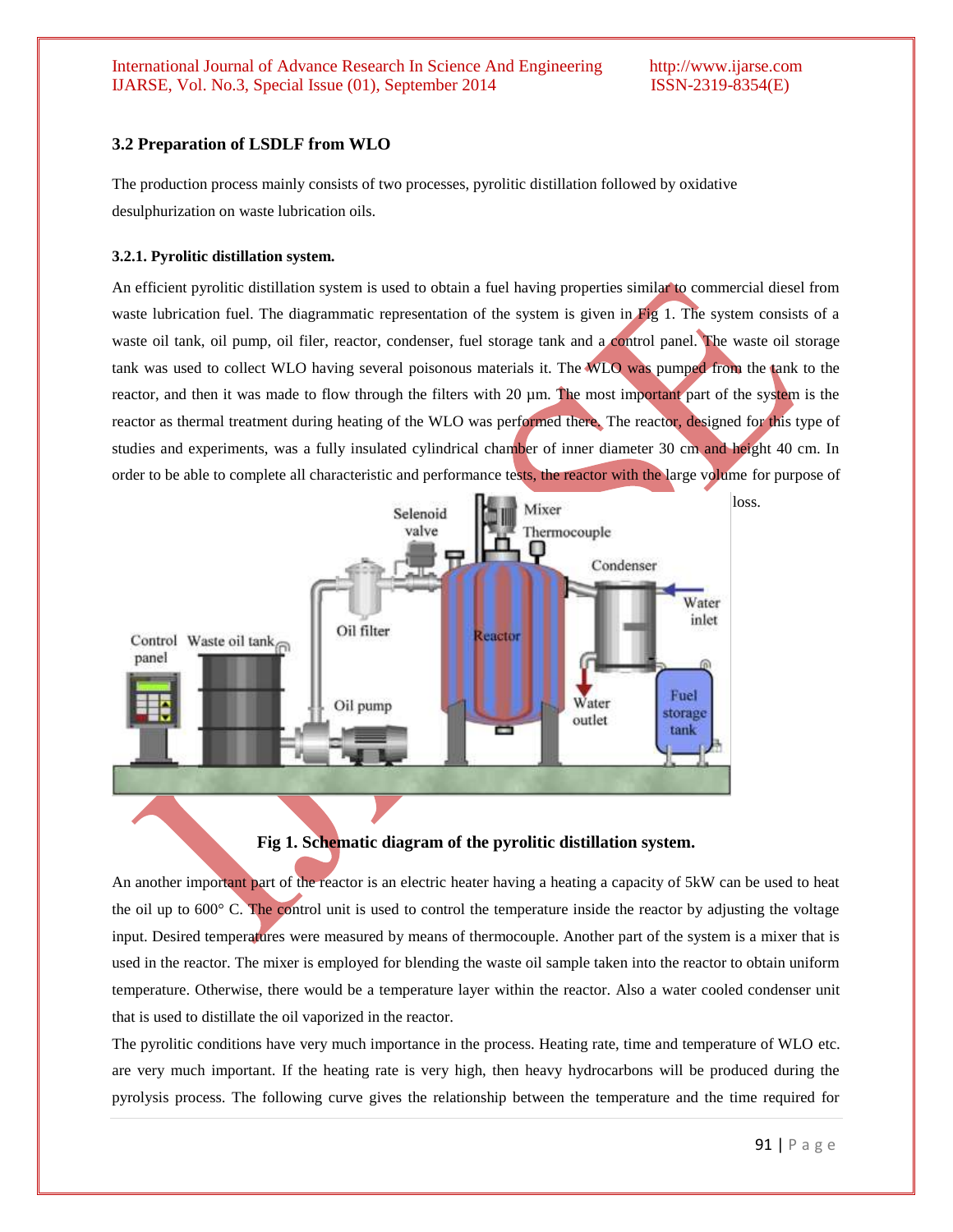### 3.2 Preparation of LSDLF from WLO

The production process mainly consists of two processes, pyrolitic distillation followed by oxidative desulphurization on waste lubrication oils.

#### 3.2.1. Pyrolitic distillation system.

An efficient pyrolitic distillation system is used to obtain a fuel having properties similar to commercial diesel from waste lubrication fuel. The diagrammatic representation of the system is given in Fig 1. The system consists of a waste oil tank, oil pump, oil filer, reactor, condenser, fuel storage tank and a control panel. The waste oil storage tank was used to collect WLO having several poisonous materials it. The WLO was pumped from the tank to the reactor, and then it was made to flow through the filters with 20 µm. The most important part of the system is the reactor as thermal treatment during heating of the WLO was performed there. The reactor, designed for this type of studies and experiments, was a fully insulated cylindrical chamber of inner diameter 30 cm and height 40 cm. In order to be able to complete all characteristic and performance tests, the reactor with the large volume for purpose of loss.

**Fig 1. Schematic diagram of the pyrolitic distillation system.**

An another important part of the reactor is an electric heater having a heating a capacity of 5kW can be used to heat the oil up to 600° C. The control unit is used to control the temperature inside the reactor by adjusting the voltage input. Desired temperatures were measured by means of thermocouple. Another part of the system is a mixer that is used in the reactor. The mixer is employed for blending the waste oil sample taken into the reactor to obtain uniform temperature. Otherwise, there would be a temperature layer within the reactor. Also a water cooled condenser unit that is used to distillate the oil vaporized in the reactor.

The pyrolitic conditions have very much importance in the process. Heating rate, time and temperature of WLO etc. are very much important. If the heating rate is very high, then heavy hydrocarbons will be produced during the pyrolysis process. The following curve gives the relationship between the temperature and the time required for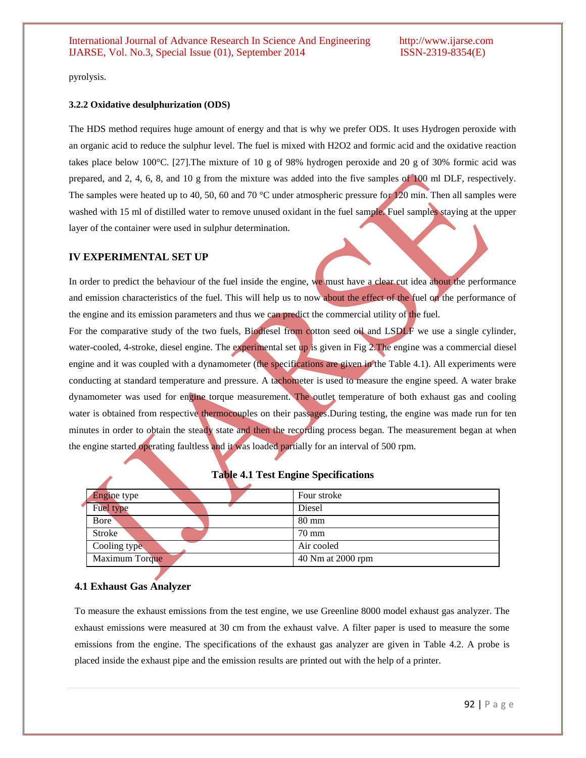pyrolysis.

### 3.2.2 Oxidative desulphurization (ODS)

The HDS method requires huge amount of energy and that is why we prefer ODS. It uses Hydrogen peroxide with an organic acid to reduce the sulphur level. The fuel is mixed with $H_2O_2$ and formic acid and the oxidative reaction takes place below 100°C. [27].The mixture of 10 g of 98% hydrogen peroxide and 20 g of 30% formic acid was prepared, and 2, 4, 6, 8, and 10 g from the mixture was added into the five samples of 100 ml DLF, respectively. The samples were heated up to 40, 50, 60 and 70 °C under atmospheric pressure for 120 min. Then all samples were washed with 15 ml of distilled water to remove unused oxidant in the fuel sample. Fuel samples staying at the upper layer of the container were used in sulphur determination.

## IV EXPERIMENTAL SET UP

In order to predict the behaviour of the fuel inside the engine, we must have a clear cut idea about the performance and emission characteristics of the fuel. This will help us to now about the effect of the fuel on the performance of the engine and its emission parameters and thus we can predict the commercial utility of the fuel.

For the comparative study of the two fuels, Biodiesel from cotton seed oil and LSDLF we use a single cylinder, water-cooled, 4-stroke, diesel engine. The experimental set up is given in Fig 2.The engine was a commercial diesel engine and it was coupled with a dynamometer (the specifications are given in the Table 4.1). All experiments were conducting at standard temperature and pressure. A tachometer is used to measure the engine speed. A water brake dynamometer was used for engine torque measurement. The outlet temperature of both exhaust gas and cooling water is obtained from respective thermocouples on their passages.During testing, the engine was made run for ten minutes in order to obtain the steady state and then the recording process began. The measurement began at when the engine started operating faultless and it was loaded partially for an interval of 500 rpm.

**Table 4.1 Test Engine Specifications**

| Engine type | Four stroke |
|---|---|
| Fuel type | Diesel |
| Bore | 80 mm |
| Stroke | 70 mm |
| Cooling type | Air cooled |
| Maximum Torque | 40 Nm at 2000 rpm |

### 4.1 Exhaust Gas Analyzer

To measure the exhaust emissions from the test engine, we use Greenline 8000 model exhaust gas analyzer. The exhaust emissions were measured at 30 cm from the exhaust valve. A filter paper is used to measure the some emissions from the engine. The specifications of the exhaust gas analyzer are given in Table 4.2. A probe is placed inside the exhaust pipe and the emission results are printed out with the help of a printer.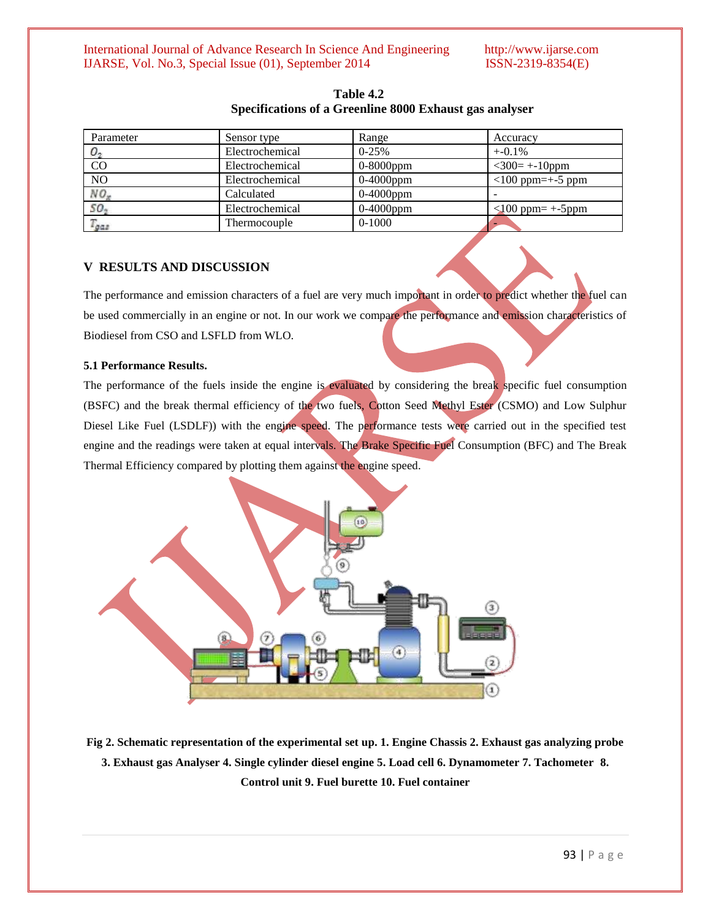**Table 4.2**
**Specifications of a Greenline 8000 Exhaust gas analyser**

| Parameter | Sensor type | Range | Accuracy |
|---|---|---|---|
| $O_2$ | Electrochemical | 0-25% | +-0.1% |
| CO | Electrochemical | 0-8000ppm | <300= +-10ppm |
| NO | Electrochemical | 0-4000ppm | <100 ppm=+-5 ppm |
| $NO_x$ | Calculated | 0-4000ppm | - |
| $SO_2$ | Electrochemical | 0-4000ppm | <100 ppm= +-5ppm |
| $T_{gas}$ | Thermocouple | 0-1000 | - |

## V RESULTS AND DISCUSSION

The performance and emission characters of a fuel are very much important in order to predict whether the fuel can be used commercially in an engine or not. In our work we compare the performance and emission characteristics of Biodiesel from CSO and LSFLD from WLO.

### 5.1 Performance Results.

The performance of the fuels inside the engine is evaluated by considering the break specific fuel consumption (BSFC) and the break thermal efficiency of the two fuels, Cotton Seed Methyl Ester (CSMO) and Low Sulphur Diesel Like Fuel (LSDLF)) with the engine speed. The performance tests were carried out in the specified test engine and the readings were taken at equal intervals. The Brake Specific Fuel Consumption (BFC) and The Break Thermal Efficiency compared by plotting them against the engine speed.

**Fig 2. Schematic representation of the experimental set up. 1. Engine Chassis 2. Exhaust gas analyzing probe 3. Exhaust gas Analyser 4. Single cylinder diesel engine 5. Load cell 6. Dynamometer 7. Tachometer 8. Control unit 9. Fuel burette 10. Fuel container**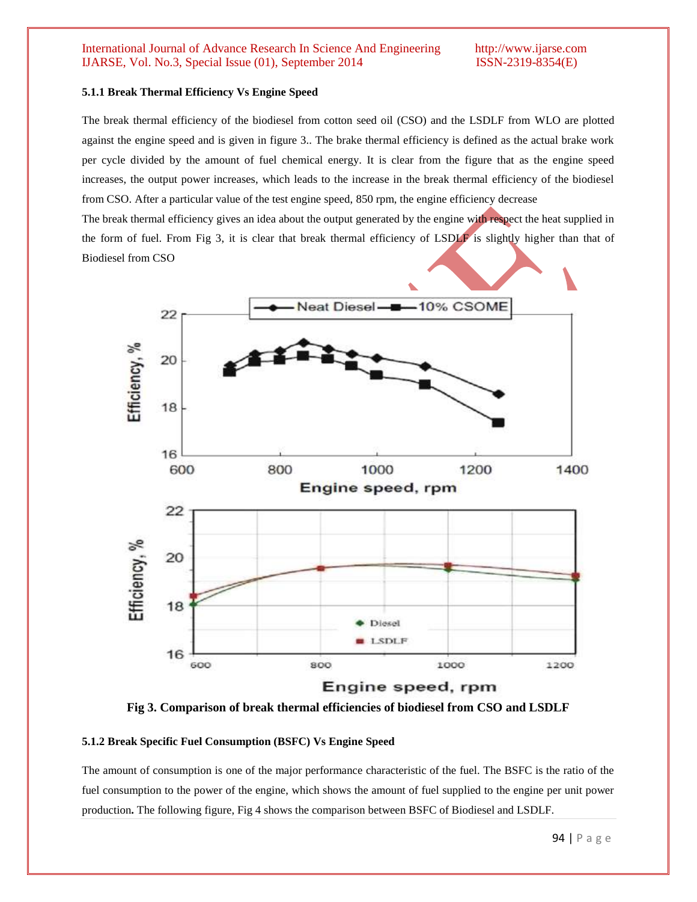#### 5.1.1 Break Thermal Efficiency Vs Engine Speed

The break thermal efficiency of the biodiesel from cotton seed oil (CSO) and the LSDLF from WLO are plotted against the engine speed and is given in figure 3.. The brake thermal efficiency is defined as the actual brake work per cycle divided by the amount of fuel chemical energy. It is clear from the figure that as the engine speed increases, the output power increases, which leads to the increase in the break thermal efficiency of the biodiesel from CSO. After a particular value of the test engine speed, 850 rpm, the engine efficiency decrease

The break thermal efficiency gives an idea about the output generated by the engine with respect the heat supplied in the form of fuel. From Fig 3, it is clear that break thermal efficiency of LSDLF is slightly higher than that of Biodiesel from CSO

**Fig 3. Comparison of break thermal efficiencies of biodiesel from CSO and LSDLF**

#### 5.1.2 Break Specific Fuel Consumption (BSFC) Vs Engine Speed

The amount of consumption is one of the major performance characteristic of the fuel. The BSFC is the ratio of the fuel consumption to the power of the engine, which shows the amount of fuel supplied to the engine per unit power production**.** The following figure, Fig 4 shows the comparison between BSFC of Biodiesel and LSDLF.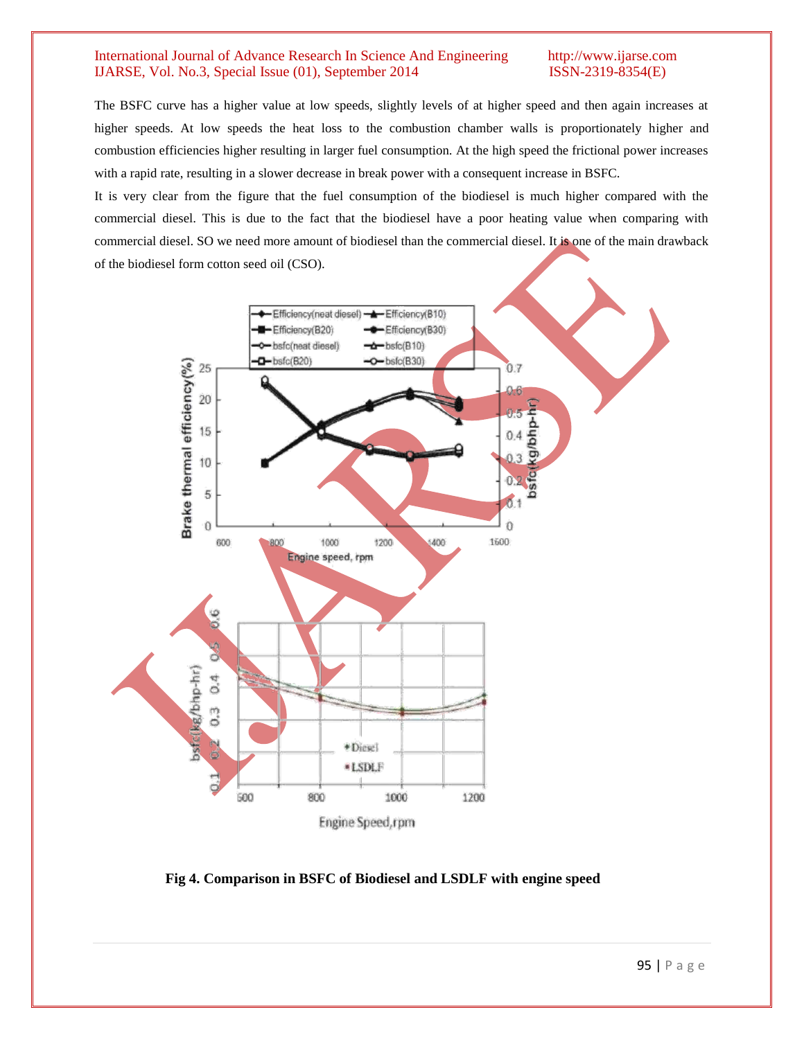The BSFC curve has a higher value at low speeds, slightly levels of at higher speed and then again increases at higher speeds. At low speeds the heat loss to the combustion chamber walls is proportionately higher and combustion efficiencies higher resulting in larger fuel consumption. At the high speed the frictional power increases with a rapid rate, resulting in a slower decrease in break power with a consequent increase in BSFC.

It is very clear from the figure that the fuel consumption of the biodiesel is much higher compared with the commercial diesel. This is due to the fact that the biodiesel have a poor heating value when comparing with commercial diesel. SO we need more amount of biodiesel than the commercial diesel. It is one of the main drawback of the biodiesel form cotton seed oil (CSO).

**Fig 4. Comparison in BSFC of Biodiesel and LSDLF with engine speed**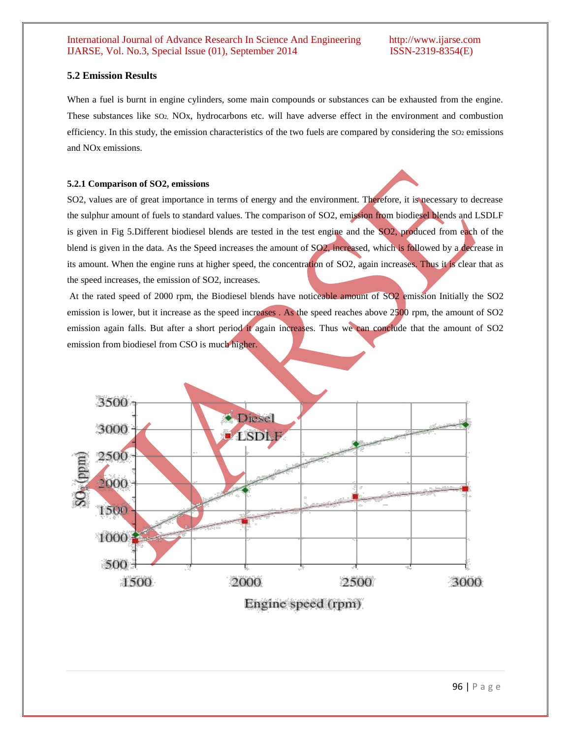## 5.2 Emission Results

When a fuel is burnt in engine cylinders, some main compounds or substances can be exhausted from the engine. These substances like $SO_2$, NOx, hydrocarbons etc. will have adverse effect in the environment and combustion efficiency. In this study, the emission characteristics of the two fuels are compared by considering the $SO_2$ emissions and NOx emissions.

### 5.2.1 Comparison of SO2, emissions

SO2, values are of great importance in terms of energy and the environment. Therefore, it is necessary to decrease the sulphur amount of fuels to standard values. The comparison of SO2, emission from biodiesel blends and LSDLF is given in Fig 5.Different biodiesel blends are tested in the test engine and the SO2, produced from each of the blend is given in the data. As the Speed increases the amount of SO2, increased, which is followed by a decrease in its amount. When the engine runs at higher speed, the concentration of SO2, again increases. Thus it is clear that as the speed increases, the emission of SO2, increases.

At the rated speed of 2000 rpm, the Biodiesel blends have noticeable amount of SO2 emission Initially the SO2 emission is lower, but it increase as the speed increases . As the speed reaches above 2500 rpm, the amount of SO2 emission again falls. But after a short period it again increases. Thus we can conclude that the amount of SO2 emission from biodiesel from CSO is much higher.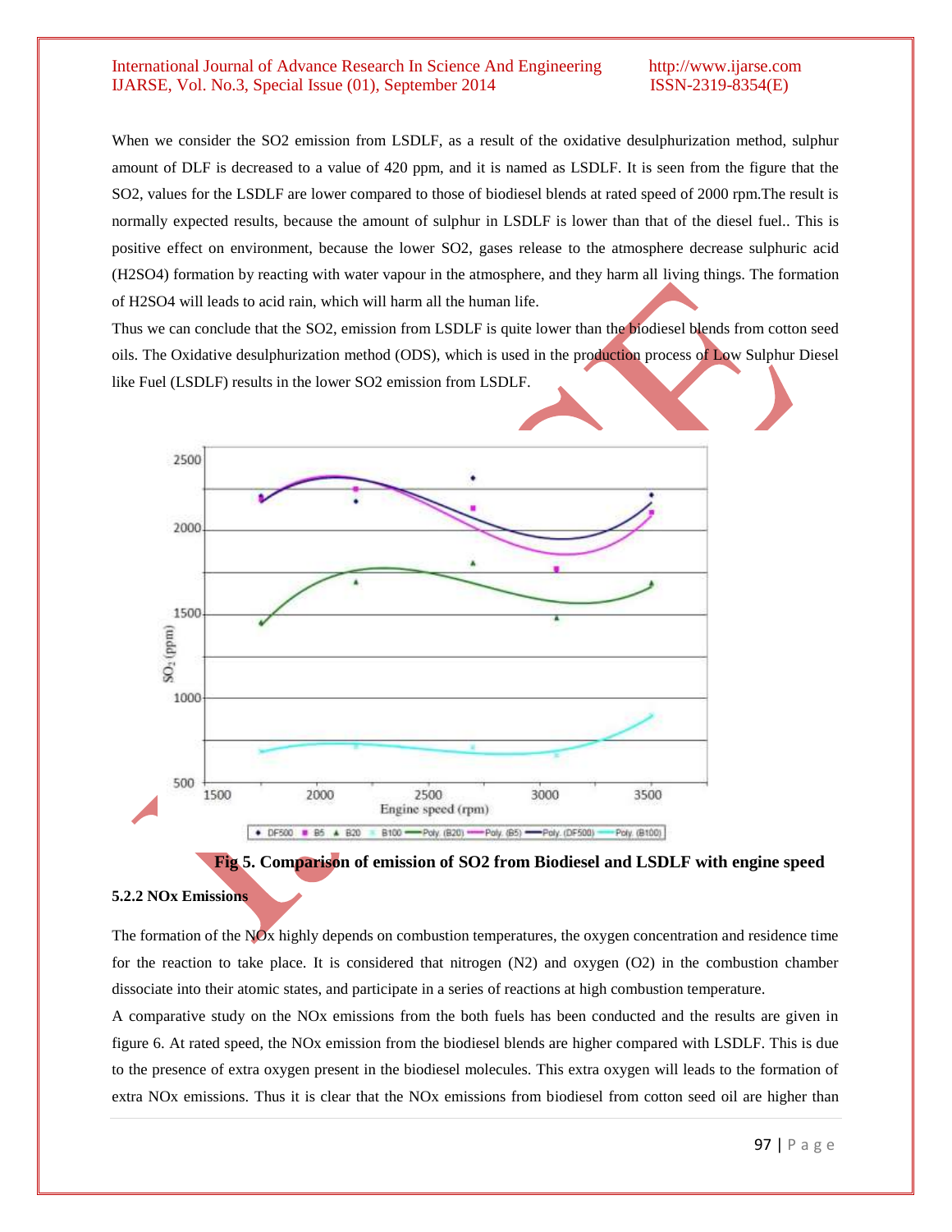When we consider the SO2 emission from LSDLF, as a result of the oxidative desulphurization method, sulphur amount of DLF is decreased to a value of 420 ppm, and it is named as LSDLF. It is seen from the figure that the SO2, values for the LSDLF are lower compared to those of biodiesel blends at rated speed of 2000 rpm.The result is normally expected results, because the amount of sulphur in LSDLF is lower than that of the diesel fuel.. This is positive effect on environment, because the lower SO2, gases release to the atmosphere decrease sulphuric acid (H2SO4) formation by reacting with water vapour in the atmosphere, and they harm all living things. The formation of H2SO4 will leads to acid rain, which will harm all the human life.

Thus we can conclude that the SO2, emission from LSDLF is quite lower than the biodiesel blends from cotton seed oils. The Oxidative desulphurization method (ODS), which is used in the production process of Low Sulphur Diesel like Fuel (LSDLF) results in the lower SO2 emission from LSDLF.

**Fig 5. Comparison of emission of SO2 from Biodiesel and LSDLF with engine speed**

**5.2.2 NOx Emissions**

The formation of the NOx highly depends on combustion temperatures, the oxygen concentration and residence time for the reaction to take place. It is considered that nitrogen (N2) and oxygen (O2) in the combustion chamber dissociate into their atomic states, and participate in a series of reactions at high combustion temperature.

A comparative study on the NOx emissions from the both fuels has been conducted and the results are given in figure 6. At rated speed, the NOx emission from the biodiesel blends are higher compared with LSDLF. This is due to the presence of extra oxygen present in the biodiesel molecules. This extra oxygen will leads to the formation of extra NOx emissions. Thus it is clear that the NOx emissions from biodiesel from cotton seed oil are higher than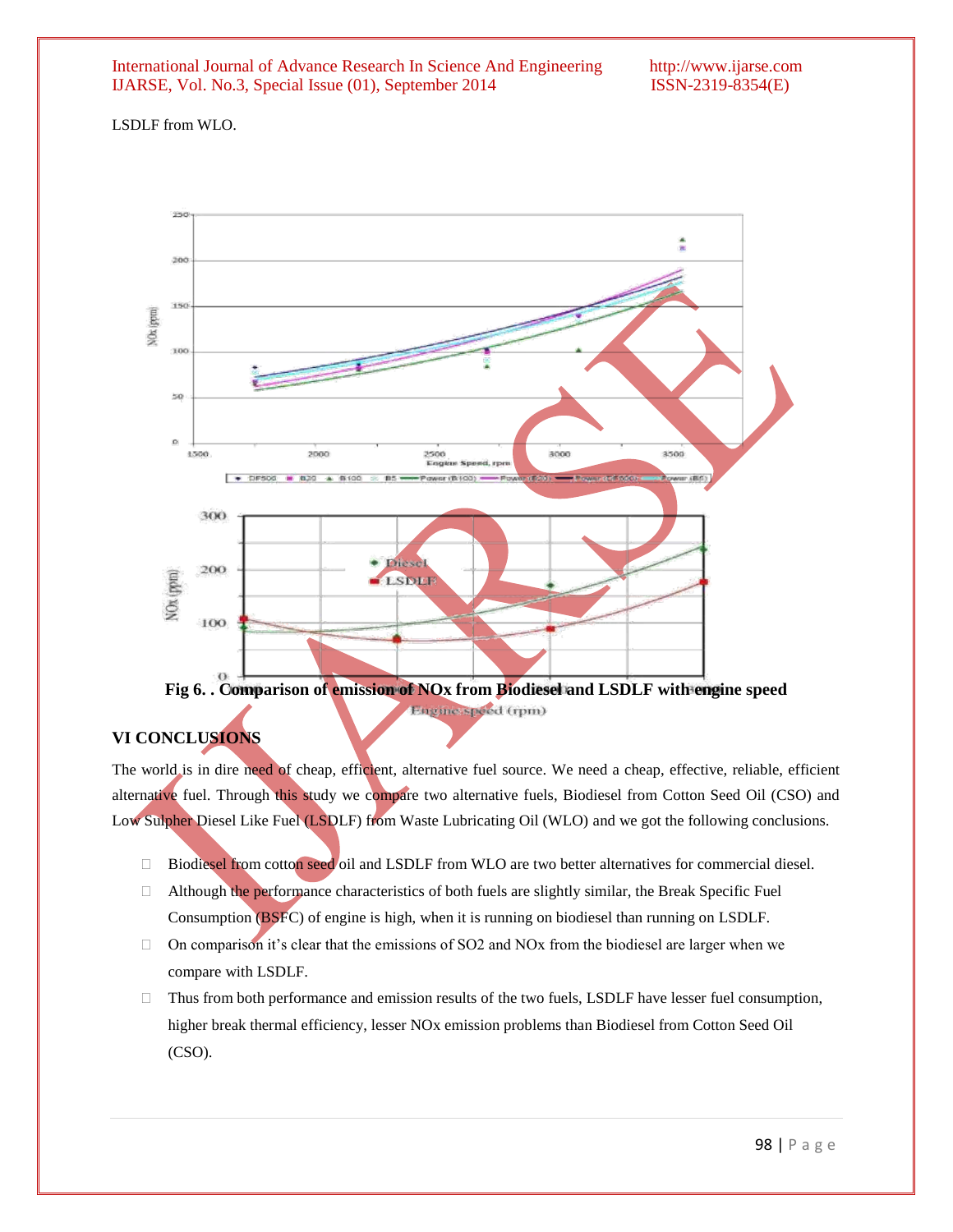LSDLF from WLO.

Fig 6. . Comparison of emission of NOx from Biodiesel and LSDLF with engine speed

## VI CONCLUSIONS

The world is in dire need of cheap, efficient, alternative fuel source. We need a cheap, effective, reliable, efficient alternative fuel. Through this study we compare two alternative fuels, Biodiesel from Cotton Seed Oil (CSO) and Low Sulpher Diesel Like Fuel (LSDLF) from Waste Lubricating Oil (WLO) and we got the following conclusions.

- Biodiesel from cotton seed oil and LSDLF from WLO are two better alternatives for commercial diesel.
- Although the performance characteristics of both fuels are slightly similar, the Break Specific Fuel Consumption (BSFC) of engine is high, when it is running on biodiesel than running on LSDLF.
- On comparison it's clear that the emissions of $SO_2$ and NOx from the biodiesel are larger when we compare with LSDLF.
- Thus from both performance and emission results of the two fuels, LSDLF have lesser fuel consumption, higher break thermal efficiency, lesser NOx emission problems than Biodiesel from Cotton Seed Oil (CSO).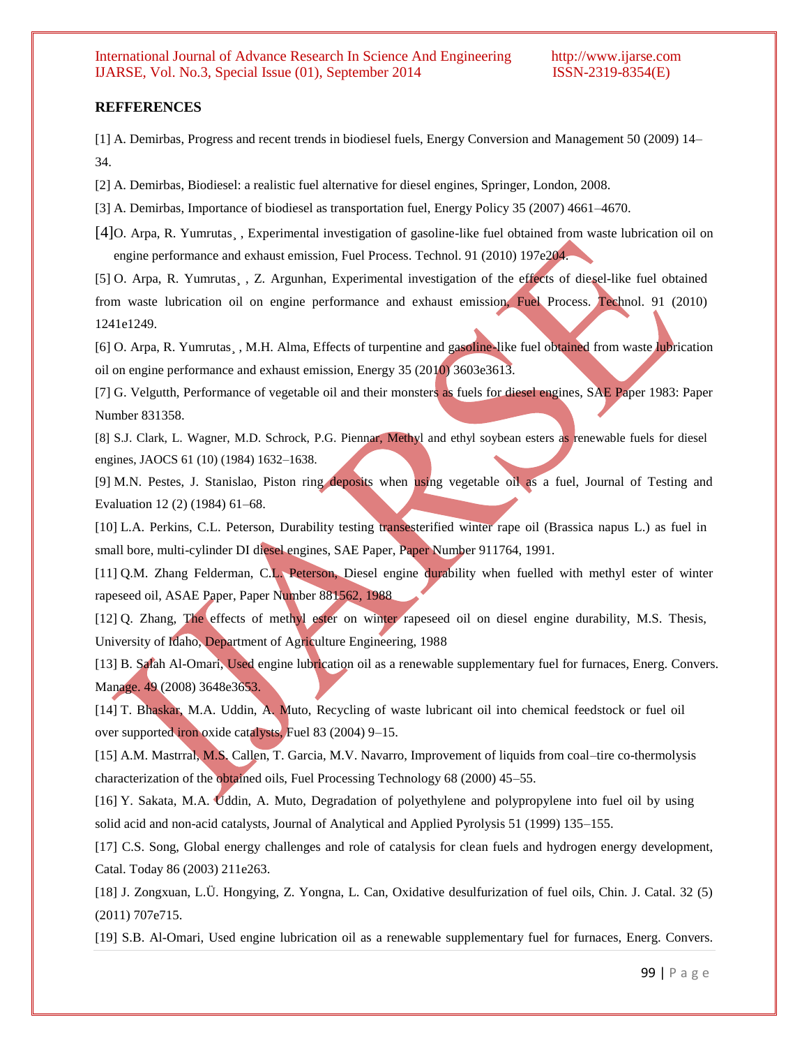## REFFERENCES

[1] A. Demirbas, Progress and recent trends in biodiesel fuels, Energy Conversion and Management 50 (2009) 14–34.

[2] A. Demirbas, Biodiesel: a realistic fuel alternative for diesel engines, Springer, London, 2008.

[3] A. Demirbas, Importance of biodiesel as transportation fuel, Energy Policy 35 (2007) 4661–4670.

[4]O. Arpa, R. Yumrutas¸ , Experimental investigation of gasoline-like fuel obtained from waste lubrication oil on engine performance and exhaust emission, Fuel Process. Technol. 91 (2010) 197e204.

[5] O. Arpa, R. Yumrutas¸ , Z. Argunhan, Experimental investigation of the effects of diesel-like fuel obtained from waste lubrication oil on engine performance and exhaust emission, Fuel Process. Technol. 91 (2010) 1241e1249.

[6] O. Arpa, R. Yumrutas¸ , M.H. Alma, Effects of turpentine and gasoline-like fuel obtained from waste lubrication oil on engine performance and exhaust emission, Energy 35 (2010) 3603e3613.

[7] G. Velgutth, Performance of vegetable oil and their monsters as fuels for diesel engines, SAE Paper 1983: Paper Number 831358.

[8] S.J. Clark, L. Wagner, M.D. Schrock, P.G. Piennar, Methyl and ethyl soybean esters as renewable fuels for diesel engines, JAOCS 61 (10) (1984) 1632–1638.

[9] M.N. Pestes, J. Stanislao, Piston ring deposits when using vegetable oil as a fuel, Journal of Testing and Evaluation 12 (2) (1984) 61–68.

[10] L.A. Perkins, C.L. Peterson, Durability testing transesterified winter rape oil (Brassica napus L.) as fuel in small bore, multi-cylinder DI diesel engines, SAE Paper, Paper Number 911764, 1991.

[11] Q.M. Zhang Felderman, C.L. Peterson, Diesel engine durability when fuelled with methyl ester of winter rapeseed oil, ASAE Paper, Paper Number 881562, 1988

[12] Q. Zhang, The effects of methyl ester on winter rapeseed oil on diesel engine durability, M.S. Thesis, University of Idaho, Department of Agriculture Engineering, 1988

[13] B. Salah Al-Omari, Used engine lubrication oil as a renewable supplementary fuel for furnaces, Energ. Convers. Manage. 49 (2008) 3648e3653.

[14] T. Bhaskar, M.A. Uddin, A. Muto, Recycling of waste lubricant oil into chemical feedstock or fuel oil over supported iron oxide catalysts, Fuel 83 (2004) 9–15.

[15] A.M. Mastrral, M.S. Callen, T. Garcia, M.V. Navarro, Improvement of liquids from coal–tire co-thermolysis characterization of the obtained oils, Fuel Processing Technology 68 (2000) 45–55.

[16] Y. Sakata, M.A. Uddin, A. Muto, Degradation of polyethylene and polypropylene into fuel oil by using solid acid and non-acid catalysts, Journal of Analytical and Applied Pyrolysis 51 (1999) 135–155.

[17] C.S. Song, Global energy challenges and role of catalysis for clean fuels and hydrogen energy development, Catal. Today 86 (2003) 211e263.

[18] J. Zongxuan, L.Ü. Hongying, Z. Yongna, L. Can, Oxidative desulfurization of fuel oils, Chin. J. Catal. 32 (5) (2011) 707e715.

[19] S.B. Al-Omari, Used engine lubrication oil as a renewable supplementary fuel for furnaces, Energ. Convers.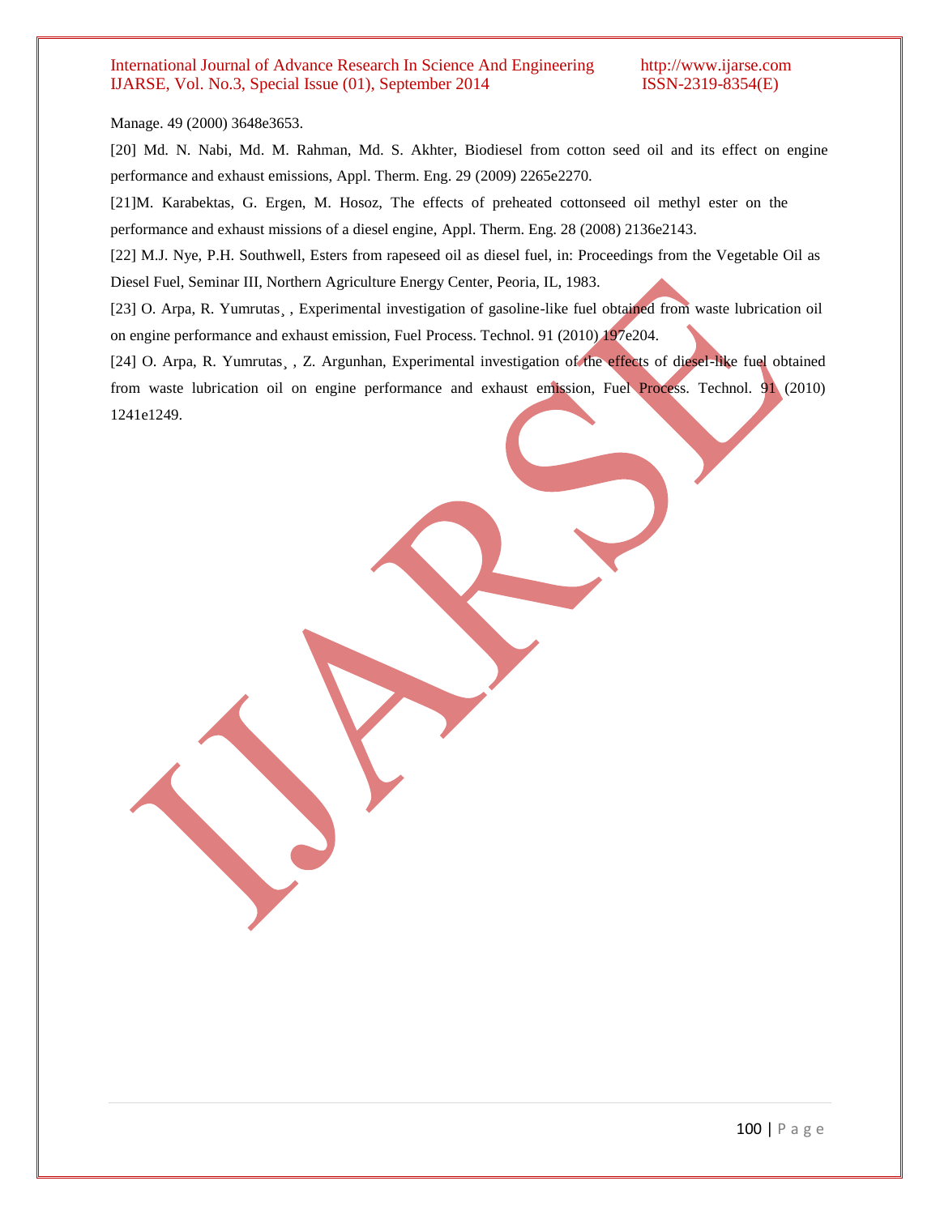Manage. 49 (2000) 3648e3653.

[20] Md. N. Nabi, Md. M. Rahman, Md. S. Akhter, Biodiesel from cotton seed oil and its effect on engine performance and exhaust emissions, Appl. Therm. Eng. 29 (2009) 2265e2270.

[21]M. Karabektas, G. Ergen, M. Hosoz, The effects of preheated cottonseed oil methyl ester on the performance and exhaust missions of a diesel engine, Appl. Therm. Eng. 28 (2008) 2136e2143.

[22] M.J. Nye, P.H. Southwell, Esters from rapeseed oil as diesel fuel, in: Proceedings from the Vegetable Oil as Diesel Fuel, Seminar III, Northern Agriculture Energy Center, Peoria, IL, 1983.

[23] O. Arpa, R. Yumrutas¸ , Experimental investigation of gasoline-like fuel obtained from waste lubrication oil on engine performance and exhaust emission, Fuel Process. Technol. 91 (2010) 197e204.

[24] O. Arpa, R. Yumrutas¸ , Z. Argunhan, Experimental investigation of the effects of diesel-like fuel obtained from waste lubrication oil on engine performance and exhaust emission, Fuel Process. Technol. 91 (2010) 1241e1249.